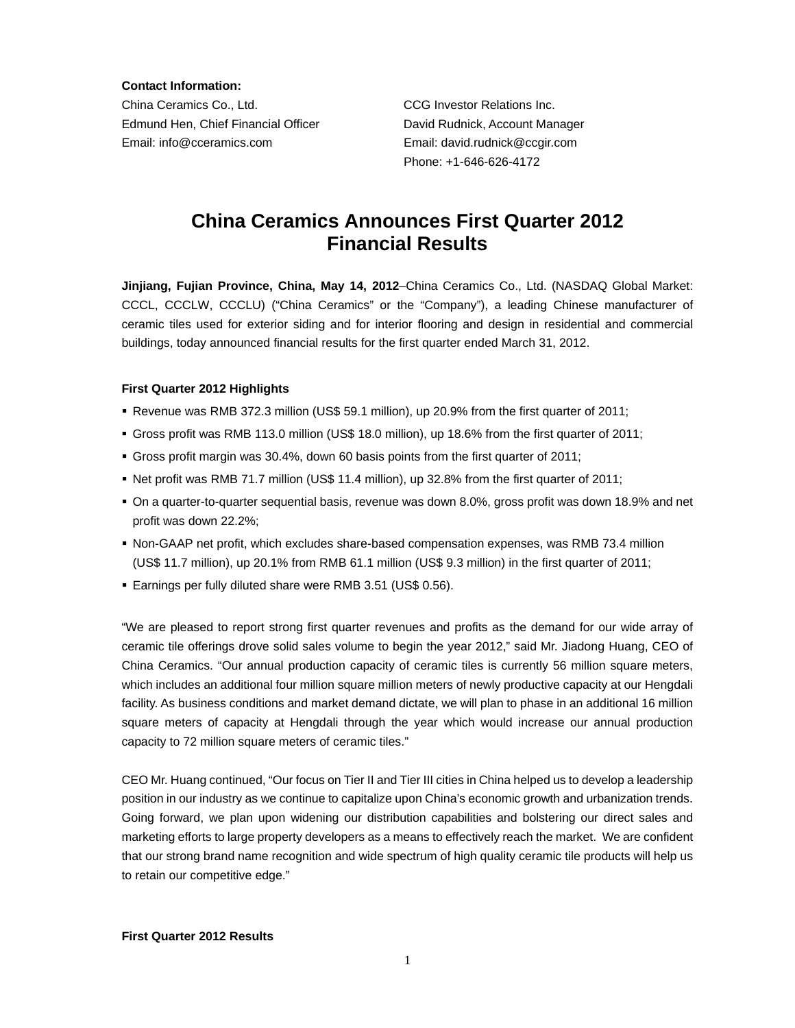**Contact Information:**

China Ceramics Co., Ltd.
Edmund Hen, Chief Financial Officer
Email: info@cceramics.com

CCG Investor Relations Inc.
David Rudnick, Account Manager
Email: david.rudnick@ccgir.com
Phone: +1-646-626-4172

# China Ceramics Announces First Quarter 2012 Financial Results

**Jinjiang, Fujian Province, China, May 14, 2012**–China Ceramics Co., Ltd. (NASDAQ Global Market: CCCL, CCCLW, CCCLU) ("China Ceramics" or the "Company"), a leading Chinese manufacturer of ceramic tiles used for exterior siding and for interior flooring and design in residential and commercial buildings, today announced financial results for the first quarter ended March 31, 2012.

**First Quarter 2012 Highlights**

- Revenue was RMB 372.3 million (US$ 59.1 million), up 20.9% from the first quarter of 2011;
- Gross profit was RMB 113.0 million (US$ 18.0 million), up 18.6% from the first quarter of 2011;
- Gross profit margin was 30.4%, down 60 basis points from the first quarter of 2011;
- Net profit was RMB 71.7 million (US$ 11.4 million), up 32.8% from the first quarter of 2011;
- On a quarter-to-quarter sequential basis, revenue was down 8.0%, gross profit was down 18.9% and net profit was down 22.2%;
- Non-GAAP net profit, which excludes share-based compensation expenses, was RMB 73.4 million (US$ 11.7 million), up 20.1% from RMB 61.1 million (US$ 9.3 million) in the first quarter of 2011;
- Earnings per fully diluted share were RMB 3.51 (US$ 0.56).

"We are pleased to report strong first quarter revenues and profits as the demand for our wide array of ceramic tile offerings drove solid sales volume to begin the year 2012," said Mr. Jiadong Huang, CEO of China Ceramics. "Our annual production capacity of ceramic tiles is currently 56 million square meters, which includes an additional four million square million meters of newly productive capacity at our Hengdali facility. As business conditions and market demand dictate, we will plan to phase in an additional 16 million square meters of capacity at Hengdali through the year which would increase our annual production capacity to 72 million square meters of ceramic tiles."

CEO Mr. Huang continued, "Our focus on Tier II and Tier III cities in China helped us to develop a leadership position in our industry as we continue to capitalize upon China's economic growth and urbanization trends. Going forward, we plan upon widening our distribution capabilities and bolstering our direct sales and marketing efforts to large property developers as a means to effectively reach the market. We are confident that our strong brand name recognition and wide spectrum of high quality ceramic tile products will help us to retain our competitive edge."

**First Quarter 2012 Results**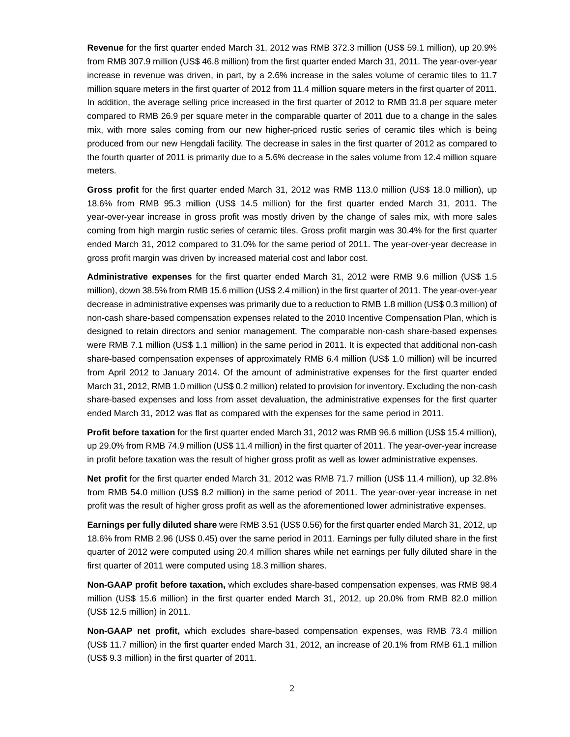**Revenue** for the first quarter ended March 31, 2012 was RMB 372.3 million (US$ 59.1 million), up 20.9% from RMB 307.9 million (US$ 46.8 million) from the first quarter ended March 31, 2011. The year-over-year increase in revenue was driven, in part, by a 2.6% increase in the sales volume of ceramic tiles to 11.7 million square meters in the first quarter of 2012 from 11.4 million square meters in the first quarter of 2011. In addition, the average selling price increased in the first quarter of 2012 to RMB 31.8 per square meter compared to RMB 26.9 per square meter in the comparable quarter of 2011 due to a change in the sales mix, with more sales coming from our new higher-priced rustic series of ceramic tiles which is being produced from our new Hengdali facility. The decrease in sales in the first quarter of 2012 as compared to the fourth quarter of 2011 is primarily due to a 5.6% decrease in the sales volume from 12.4 million square meters.

**Gross profit** for the first quarter ended March 31, 2012 was RMB 113.0 million (US$ 18.0 million), up 18.6% from RMB 95.3 million (US$ 14.5 million) for the first quarter ended March 31, 2011. The year-over-year increase in gross profit was mostly driven by the change of sales mix, with more sales coming from high margin rustic series of ceramic tiles. Gross profit margin was 30.4% for the first quarter ended March 31, 2012 compared to 31.0% for the same period of 2011. The year-over-year decrease in gross profit margin was driven by increased material cost and labor cost.

**Administrative expenses** for the first quarter ended March 31, 2012 were RMB 9.6 million (US$ 1.5 million), down 38.5% from RMB 15.6 million (US$ 2.4 million) in the first quarter of 2011. The year-over-year decrease in administrative expenses was primarily due to a reduction to RMB 1.8 million (US$ 0.3 million) of non-cash share-based compensation expenses related to the 2010 Incentive Compensation Plan, which is designed to retain directors and senior management. The comparable non-cash share-based expenses were RMB 7.1 million (US$ 1.1 million) in the same period in 2011. It is expected that additional non-cash share-based compensation expenses of approximately RMB 6.4 million (US$ 1.0 million) will be incurred from April 2012 to January 2014. Of the amount of administrative expenses for the first quarter ended March 31, 2012, RMB 1.0 million (US$ 0.2 million) related to provision for inventory. Excluding the non-cash share-based expenses and loss from asset devaluation, the administrative expenses for the first quarter ended March 31, 2012 was flat as compared with the expenses for the same period in 2011.

**Profit before taxation** for the first quarter ended March 31, 2012 was RMB 96.6 million (US$ 15.4 million), up 29.0% from RMB 74.9 million (US$ 11.4 million) in the first quarter of 2011. The year-over-year increase in profit before taxation was the result of higher gross profit as well as lower administrative expenses.

**Net profit** for the first quarter ended March 31, 2012 was RMB 71.7 million (US$ 11.4 million), up 32.8% from RMB 54.0 million (US$ 8.2 million) in the same period of 2011. The year-over-year increase in net profit was the result of higher gross profit as well as the aforementioned lower administrative expenses.

**Earnings per fully diluted share** were RMB 3.51 (US$ 0.56) for the first quarter ended March 31, 2012, up 18.6% from RMB 2.96 (US$ 0.45) over the same period in 2011. Earnings per fully diluted share in the first quarter of 2012 were computed using 20.4 million shares while net earnings per fully diluted share in the first quarter of 2011 were computed using 18.3 million shares.

**Non-GAAP profit before taxation,** which excludes share-based compensation expenses, was RMB 98.4 million (US$ 15.6 million) in the first quarter ended March 31, 2012, up 20.0% from RMB 82.0 million (US$ 12.5 million) in 2011.

**Non-GAAP net profit,** which excludes share-based compensation expenses, was RMB 73.4 million (US$ 11.7 million) in the first quarter ended March 31, 2012, an increase of 20.1% from RMB 61.1 million (US$ 9.3 million) in the first quarter of 2011.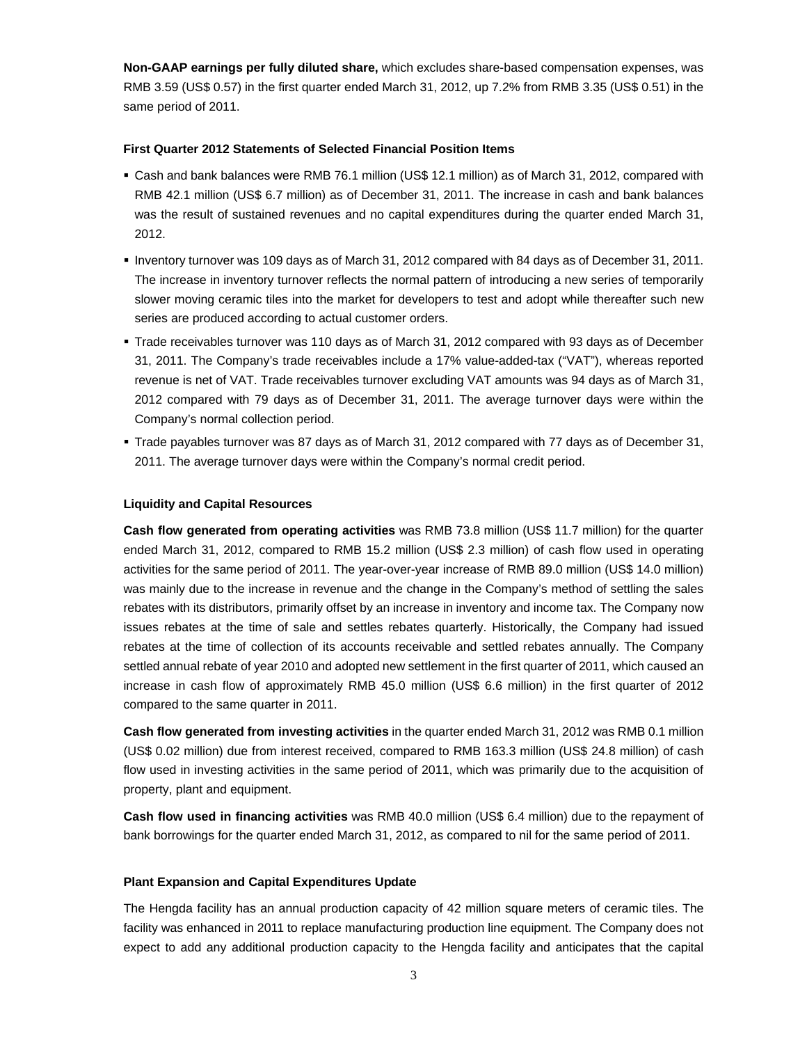**Non-GAAP earnings per fully diluted share,** which excludes share-based compensation expenses, was RMB 3.59 (US$ 0.57) in the first quarter ended March 31, 2012, up 7.2% from RMB 3.35 (US$ 0.51) in the same period of 2011.

**First Quarter 2012 Statements of Selected Financial Position Items**

- Cash and bank balances were RMB 76.1 million (US$ 12.1 million) as of March 31, 2012, compared with RMB 42.1 million (US$ 6.7 million) as of December 31, 2011. The increase in cash and bank balances was the result of sustained revenues and no capital expenditures during the quarter ended March 31, 2012.
- Inventory turnover was 109 days as of March 31, 2012 compared with 84 days as of December 31, 2011. The increase in inventory turnover reflects the normal pattern of introducing a new series of temporarily slower moving ceramic tiles into the market for developers to test and adopt while thereafter such new series are produced according to actual customer orders.
- Trade receivables turnover was 110 days as of March 31, 2012 compared with 93 days as of December 31, 2011. The Company's trade receivables include a 17% value-added-tax ("VAT"), whereas reported revenue is net of VAT. Trade receivables turnover excluding VAT amounts was 94 days as of March 31, 2012 compared with 79 days as of December 31, 2011. The average turnover days were within the Company's normal collection period.
- Trade payables turnover was 87 days as of March 31, 2012 compared with 77 days as of December 31, 2011. The average turnover days were within the Company's normal credit period.

**Liquidity and Capital Resources**

**Cash flow generated from operating activities** was RMB 73.8 million (US$ 11.7 million) for the quarter ended March 31, 2012, compared to RMB 15.2 million (US$ 2.3 million) of cash flow used in operating activities for the same period of 2011. The year-over-year increase of RMB 89.0 million (US$ 14.0 million) was mainly due to the increase in revenue and the change in the Company's method of settling the sales rebates with its distributors, primarily offset by an increase in inventory and income tax. The Company now issues rebates at the time of sale and settles rebates quarterly. Historically, the Company had issued rebates at the time of collection of its accounts receivable and settled rebates annually. The Company settled annual rebate of year 2010 and adopted new settlement in the first quarter of 2011, which caused an increase in cash flow of approximately RMB 45.0 million (US$ 6.6 million) in the first quarter of 2012 compared to the same quarter in 2011.

**Cash flow generated from investing activities** in the quarter ended March 31, 2012 was RMB 0.1 million (US$ 0.02 million) due from interest received, compared to RMB 163.3 million (US$ 24.8 million) of cash flow used in investing activities in the same period of 2011, which was primarily due to the acquisition of property, plant and equipment.

**Cash flow used in financing activities** was RMB 40.0 million (US$ 6.4 million) due to the repayment of bank borrowings for the quarter ended March 31, 2012, as compared to nil for the same period of 2011.

**Plant Expansion and Capital Expenditures Update**

The Hengda facility has an annual production capacity of 42 million square meters of ceramic tiles. The facility was enhanced in 2011 to replace manufacturing production line equipment. The Company does not expect to add any additional production capacity to the Hengda facility and anticipates that the capital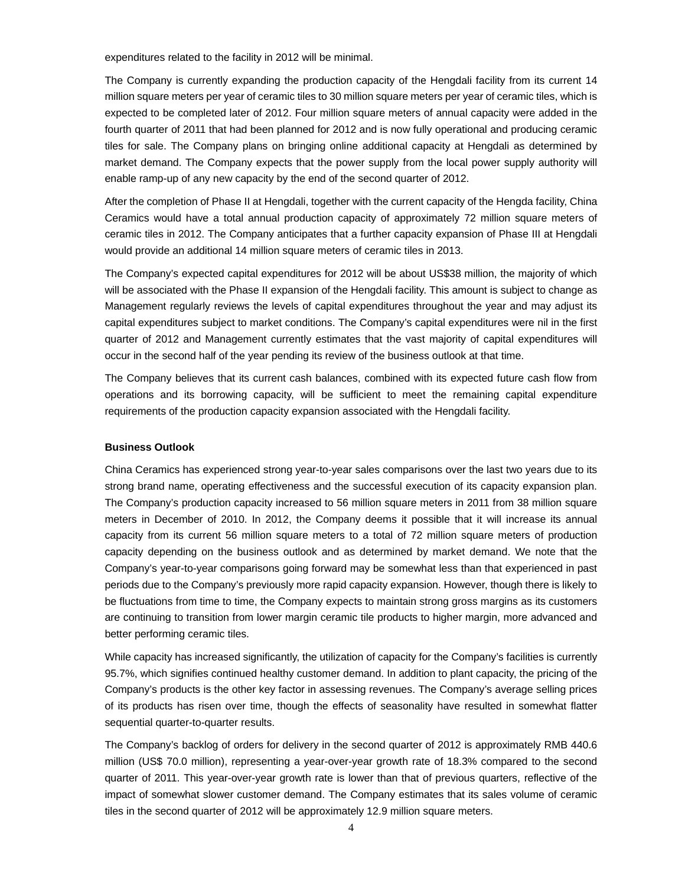expenditures related to the facility in 2012 will be minimal.

The Company is currently expanding the production capacity of the Hengdali facility from its current 14 million square meters per year of ceramic tiles to 30 million square meters per year of ceramic tiles, which is expected to be completed later of 2012. Four million square meters of annual capacity were added in the fourth quarter of 2011 that had been planned for 2012 and is now fully operational and producing ceramic tiles for sale. The Company plans on bringing online additional capacity at Hengdali as determined by market demand. The Company expects that the power supply from the local power supply authority will enable ramp-up of any new capacity by the end of the second quarter of 2012.

After the completion of Phase II at Hengdali, together with the current capacity of the Hengda facility, China Ceramics would have a total annual production capacity of approximately 72 million square meters of ceramic tiles in 2012. The Company anticipates that a further capacity expansion of Phase III at Hengdali would provide an additional 14 million square meters of ceramic tiles in 2013.

The Company's expected capital expenditures for 2012 will be about US$38 million, the majority of which will be associated with the Phase II expansion of the Hengdali facility. This amount is subject to change as Management regularly reviews the levels of capital expenditures throughout the year and may adjust its capital expenditures subject to market conditions. The Company's capital expenditures were nil in the first quarter of 2012 and Management currently estimates that the vast majority of capital expenditures will occur in the second half of the year pending its review of the business outlook at that time.

The Company believes that its current cash balances, combined with its expected future cash flow from operations and its borrowing capacity, will be sufficient to meet the remaining capital expenditure requirements of the production capacity expansion associated with the Hengdali facility.

**Business Outlook**

China Ceramics has experienced strong year-to-year sales comparisons over the last two years due to its strong brand name, operating effectiveness and the successful execution of its capacity expansion plan. The Company's production capacity increased to 56 million square meters in 2011 from 38 million square meters in December of 2010. In 2012, the Company deems it possible that it will increase its annual capacity from its current 56 million square meters to a total of 72 million square meters of production capacity depending on the business outlook and as determined by market demand. We note that the Company's year-to-year comparisons going forward may be somewhat less than that experienced in past periods due to the Company's previously more rapid capacity expansion. However, though there is likely to be fluctuations from time to time, the Company expects to maintain strong gross margins as its customers are continuing to transition from lower margin ceramic tile products to higher margin, more advanced and better performing ceramic tiles.

While capacity has increased significantly, the utilization of capacity for the Company's facilities is currently 95.7%, which signifies continued healthy customer demand. In addition to plant capacity, the pricing of the Company's products is the other key factor in assessing revenues. The Company's average selling prices of its products has risen over time, though the effects of seasonality have resulted in somewhat flatter sequential quarter-to-quarter results.

The Company's backlog of orders for delivery in the second quarter of 2012 is approximately RMB 440.6 million (US$ 70.0 million), representing a year-over-year growth rate of 18.3% compared to the second quarter of 2011. This year-over-year growth rate is lower than that of previous quarters, reflective of the impact of somewhat slower customer demand. The Company estimates that its sales volume of ceramic tiles in the second quarter of 2012 will be approximately 12.9 million square meters.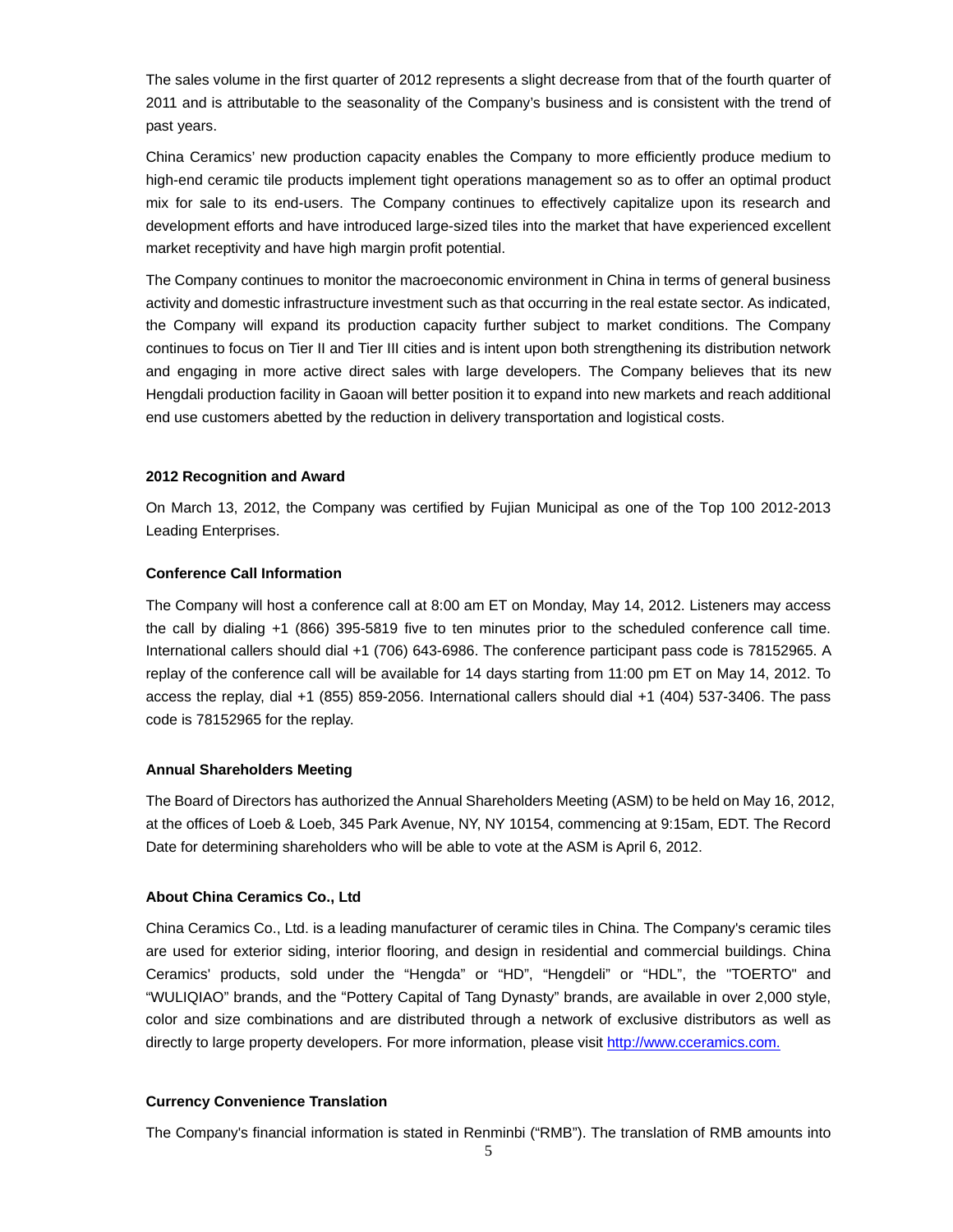The sales volume in the first quarter of 2012 represents a slight decrease from that of the fourth quarter of 2011 and is attributable to the seasonality of the Company's business and is consistent with the trend of past years.

China Ceramics' new production capacity enables the Company to more efficiently produce medium to high-end ceramic tile products implement tight operations management so as to offer an optimal product mix for sale to its end-users. The Company continues to effectively capitalize upon its research and development efforts and have introduced large-sized tiles into the market that have experienced excellent market receptivity and have high margin profit potential.

The Company continues to monitor the macroeconomic environment in China in terms of general business activity and domestic infrastructure investment such as that occurring in the real estate sector. As indicated, the Company will expand its production capacity further subject to market conditions. The Company continues to focus on Tier II and Tier III cities and is intent upon both strengthening its distribution network and engaging in more active direct sales with large developers. The Company believes that its new Hengdali production facility in Gaoan will better position it to expand into new markets and reach additional end use customers abetted by the reduction in delivery transportation and logistical costs.

**2012 Recognition and Award**

On March 13, 2012, the Company was certified by Fujian Municipal as one of the Top 100 2012-2013 Leading Enterprises.

**Conference Call Information**

The Company will host a conference call at 8:00 am ET on Monday, May 14, 2012. Listeners may access the call by dialing +1 (866) 395-5819 five to ten minutes prior to the scheduled conference call time. International callers should dial +1 (706) 643-6986. The conference participant pass code is 78152965. A replay of the conference call will be available for 14 days starting from 11:00 pm ET on May 14, 2012. To access the replay, dial +1 (855) 859-2056. International callers should dial +1 (404) 537-3406. The pass code is 78152965 for the replay.

**Annual Shareholders Meeting**

The Board of Directors has authorized the Annual Shareholders Meeting (ASM) to be held on May 16, 2012, at the offices of Loeb & Loeb, 345 Park Avenue, NY, NY 10154, commencing at 9:15am, EDT. The Record Date for determining shareholders who will be able to vote at the ASM is April 6, 2012.

**About China Ceramics Co., Ltd**

China Ceramics Co., Ltd. is a leading manufacturer of ceramic tiles in China. The Company's ceramic tiles are used for exterior siding, interior flooring, and design in residential and commercial buildings. China Ceramics' products, sold under the "Hengda" or "HD", "Hengdeli" or "HDL", the "TOERTO" and "WULIQIAO" brands, and the "Pottery Capital of Tang Dynasty" brands, are available in over 2,000 style, color and size combinations and are distributed through a network of exclusive distributors as well as directly to large property developers. For more information, please visit http://www.cceramics.com.

**Currency Convenience Translation**

The Company's financial information is stated in Renminbi ("RMB"). The translation of RMB amounts into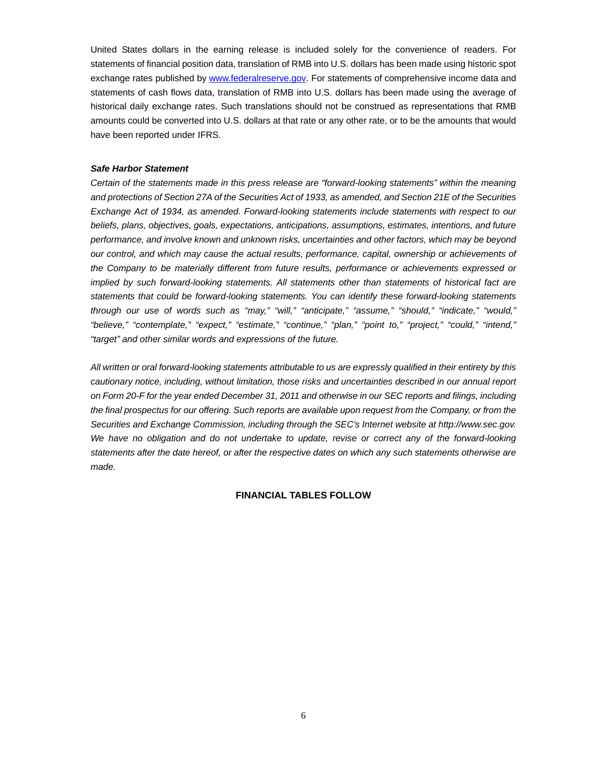United States dollars in the earning release is included solely for the convenience of readers. For statements of financial position data, translation of RMB into U.S. dollars has been made using historic spot exchange rates published by [www.federalreserve.gov](http://www.federalreserve.gov). For statements of comprehensive income data and statements of cash flows data, translation of RMB into U.S. dollars has been made using the average of historical daily exchange rates. Such translations should not be construed as representations that RMB amounts could be converted into U.S. dollars at that rate or any other rate, or to be the amounts that would have been reported under IFRS.

***Safe Harbor Statement***

*Certain of the statements made in this press release are "forward-looking statements" within the meaning and protections of Section 27A of the Securities Act of 1933, as amended, and Section 21E of the Securities Exchange Act of 1934, as amended. Forward-looking statements include statements with respect to our beliefs, plans, objectives, goals, expectations, anticipations, assumptions, estimates, intentions, and future performance, and involve known and unknown risks, uncertainties and other factors, which may be beyond our control, and which may cause the actual results, performance, capital, ownership or achievements of the Company to be materially different from future results, performance or achievements expressed or implied by such forward-looking statements. All statements other than statements of historical fact are statements that could be forward-looking statements. You can identify these forward-looking statements through our use of words such as "may," "will," "anticipate," "assume," "should," "indicate," "would," "believe," "contemplate," "expect," "estimate," "continue," "plan," "point to," "project," "could," "intend," "target" and other similar words and expressions of the future.*

*All written or oral forward-looking statements attributable to us are expressly qualified in their entirety by this cautionary notice, including, without limitation, those risks and uncertainties described in our annual report on Form 20-F for the year ended December 31, 2011 and otherwise in our SEC reports and filings, including the final prospectus for our offering. Such reports are available upon request from the Company, or from the Securities and Exchange Commission, including through the SEC's Internet website at http://www.sec.gov. We have no obligation and do not undertake to update, revise or correct any of the forward-looking statements after the date hereof, or after the respective dates on which any such statements otherwise are made.*

**FINANCIAL TABLES FOLLOW**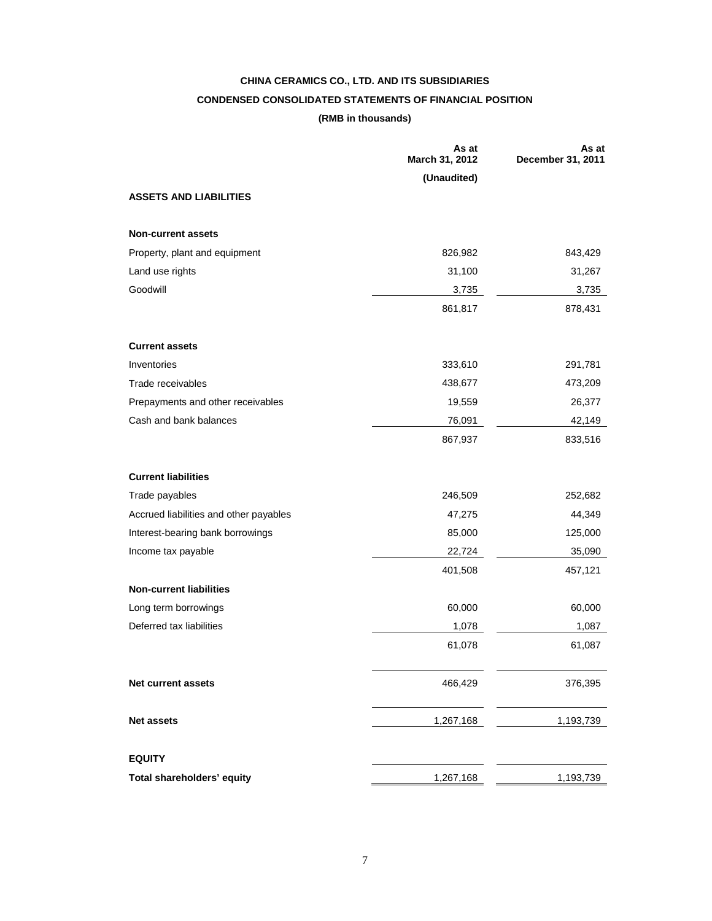**CHINA CERAMICS CO., LTD. AND ITS SUBSIDIARIES**

**CONDENSED CONSOLIDATED STATEMENTS OF FINANCIAL POSITION**

**(RMB in thousands)**

| | As at March 31, 2012 | As at December 31, 2011 |
|---|---|---|
| | (Unaudited) | |
| **ASSETS AND LIABILITIES** | | |
| **Non-current assets** | | |
| Property, plant and equipment | 826,982 | 843,429 |
| Land use rights | 31,100 | 31,267 |
| Goodwill | 3,735 | 3,735 |
| | 861,817 | 878,431 |
| **Current assets** | | |
| Inventories | 333,610 | 291,781 |
| Trade receivables | 438,677 | 473,209 |
| Prepayments and other receivables | 19,559 | 26,377 |
| Cash and bank balances | 76,091 | 42,149 |
| | 867,937 | 833,516 |
| **Current liabilities** | | |
| Trade payables | 246,509 | 252,682 |
| Accrued liabilities and other payables | 47,275 | 44,349 |
| Interest-bearing bank borrowings | 85,000 | 125,000 |
| Income tax payable | 22,724 | 35,090 |
| | 401,508 | 457,121 |
| **Non-current liabilities** | | |
| Long term borrowings | 60,000 | 60,000 |
| Deferred tax liabilities | 1,078 | 1,087 |
| | 61,078 | 61,087 |
| **Net current assets** | 466,429 | 376,395 |
| **Net assets** | 1,267,168 | 1,193,739 |
| **EQUITY** | | |
| **Total shareholders' equity** | 1,267,168 | 1,193,739 |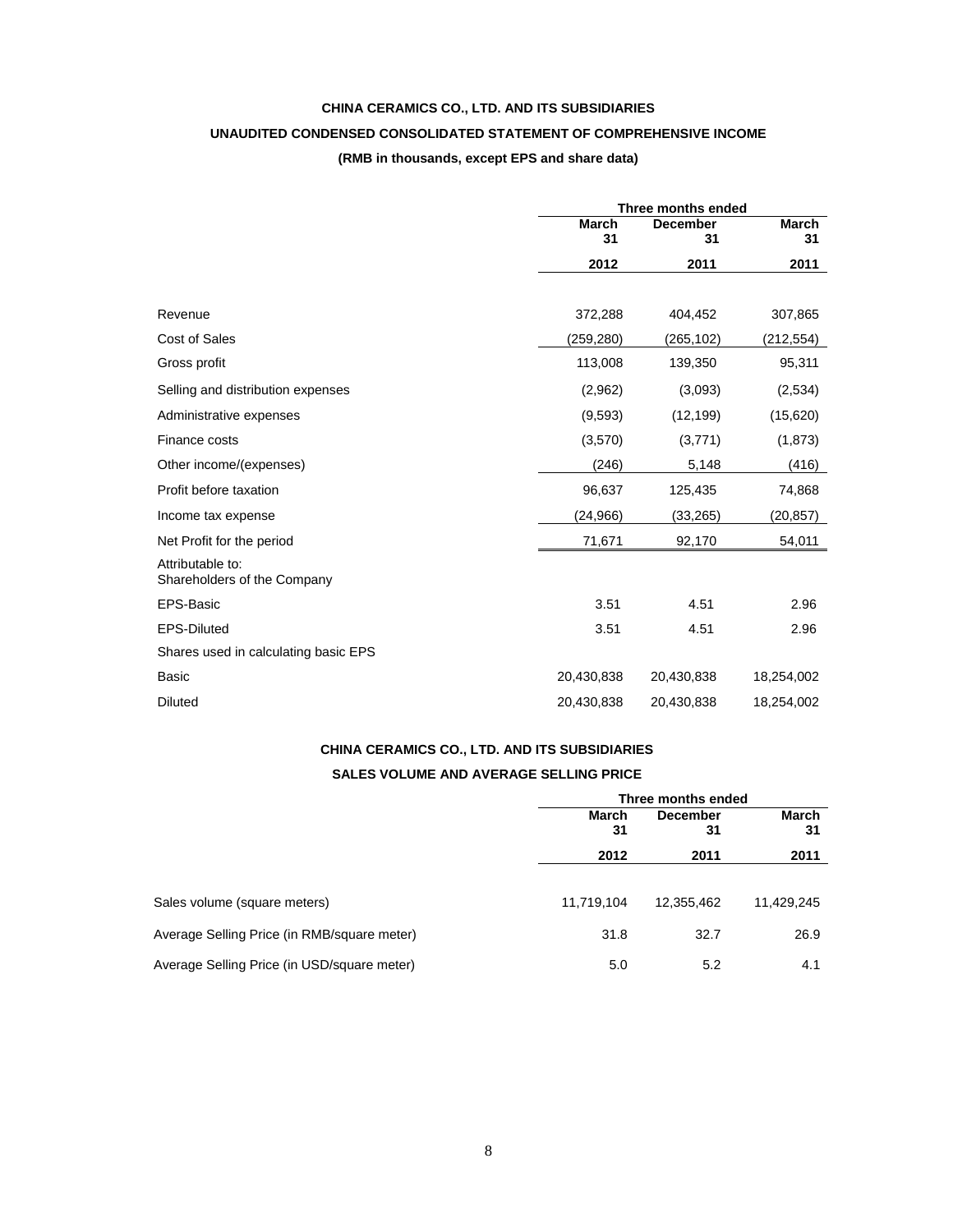**CHINA CERAMICS CO., LTD. AND ITS SUBSIDIARIES**

**UNAUDITED CONDENSED CONSOLIDATED STATEMENT OF COMPREHENSIVE INCOME**

**(RMB in thousands, except EPS and share data)**

| | Three months ended | | |
|---|---|---|---|
| | March 31 2012 | December 31 2011 | March 31 2011 |
| Revenue | 372,288 | 404,452 | 307,865 |
| Cost of Sales | (259,280) | (265,102) | (212,554) |
| Gross profit | 113,008 | 139,350 | 95,311 |
| Selling and distribution expenses | (2,962) | (3,093) | (2,534) |
| Administrative expenses | (9,593) | (12,199) | (15,620) |
| Finance costs | (3,570) | (3,771) | (1,873) |
| Other income/(expenses) | (246) | 5,148 | (416) |
| Profit before taxation | 96,637 | 125,435 | 74,868 |
| Income tax expense | (24,966) | (33,265) | (20,857) |
| Net Profit for the period | 71,671 | 92,170 | 54,011 |
| Attributable to: Shareholders of the Company | | | |
| EPS-Basic | 3.51 | 4.51 | 2.96 |
| EPS-Diluted | 3.51 | 4.51 | 2.96 |
| Shares used in calculating basic EPS | | | |
| Basic | 20,430,838 | 20,430,838 | 18,254,002 |
| Diluted | 20,430,838 | 20,430,838 | 18,254,002 |

**CHINA CERAMICS CO., LTD. AND ITS SUBSIDIARIES**

**SALES VOLUME AND AVERAGE SELLING PRICE**

| | Three months ended | | |
|---|---|---|---|
| | March 31 2012 | December 31 2011 | March 31 2011 |
| Sales volume (square meters) | 11,719,104 | 12,355,462 | 11,429,245 |
| Average Selling Price (in RMB/square meter) | 31.8 | 32.7 | 26.9 |
| Average Selling Price (in USD/square meter) | 5.0 | 5.2 | 4.1 |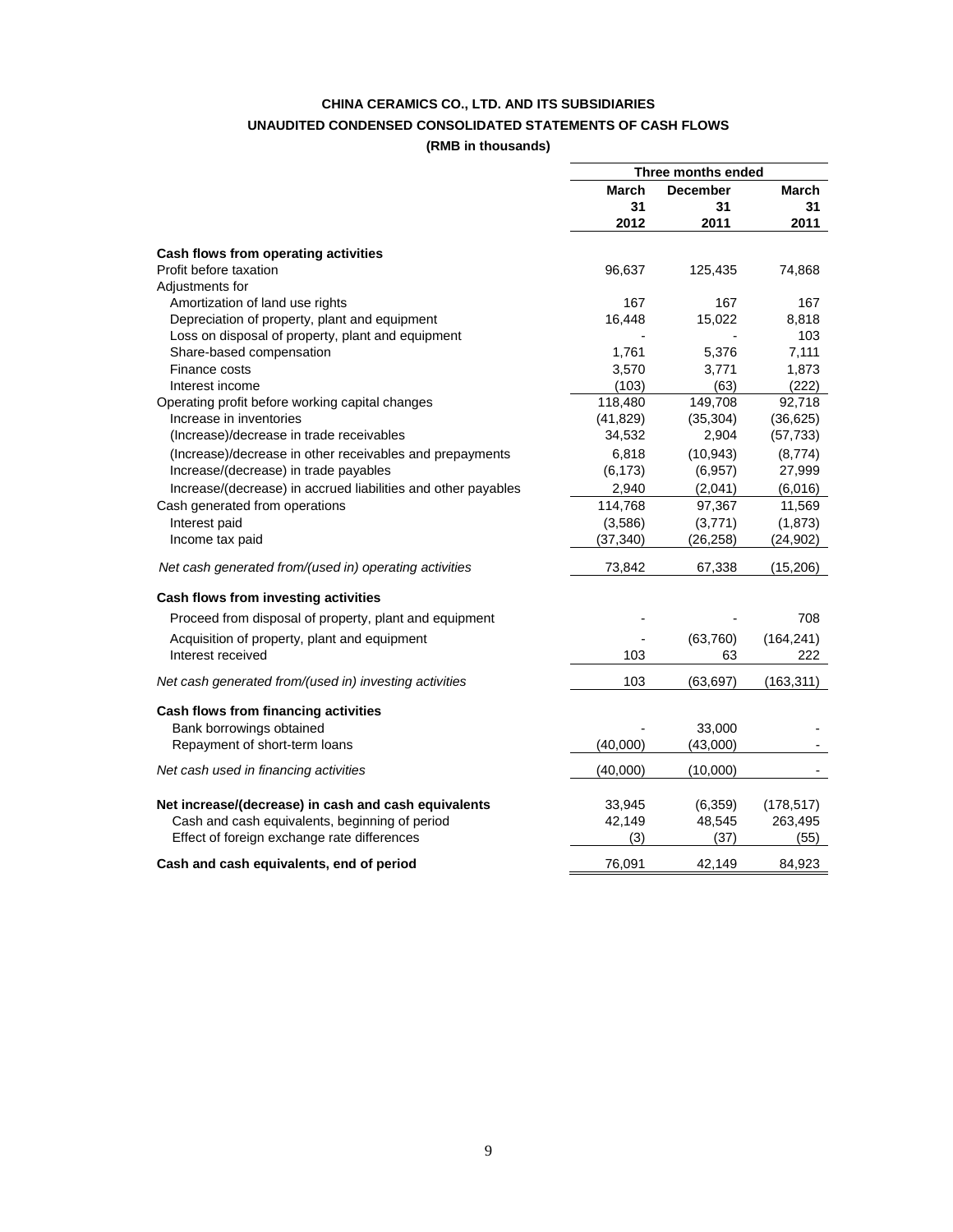# CHINA CERAMICS CO., LTD. AND ITS SUBSIDIARIES

## UNAUDITED CONDENSED CONSOLIDATED STATEMENTS OF CASH FLOWS

**(RMB in thousands)**

| | Three months ended | | |
|---|---|---|---|
| | **March 31 2012** | **December 31 2011** | **March 31 2011** |
| **Cash flows from operating activities** | | | |
| Profit before taxation | 96,637 | 125,435 | 74,868 |
| Adjustments for | | | |
| Amortization of land use rights | 167 | 167 | 167 |
| Depreciation of property, plant and equipment | 16,448 | 15,022 | 8,818 |
| Loss on disposal of property, plant and equipment | - | - | 103 |
| Share-based compensation | 1,761 | 5,376 | 7,111 |
| Finance costs | 3,570 | 3,771 | 1,873 |
| Interest income | (103) | (63) | (222) |
| Operating profit before working capital changes | 118,480 | 149,708 | 92,718 |
| Increase in inventories | (41,829) | (35,304) | (36,625) |
| (Increase)/decrease in trade receivables | 34,532 | 2,904 | (57,733) |
| (Increase)/decrease in other receivables and prepayments | 6,818 | (10,943) | (8,774) |
| Increase/(decrease) in trade payables | (6,173) | (6,957) | 27,999 |
| Increase/(decrease) in accrued liabilities and other payables | 2,940 | (2,041) | (6,016) |
| Cash generated from operations | 114,768 | 97,367 | 11,569 |
| Interest paid | (3,586) | (3,771) | (1,873) |
| Income tax paid | (37,340) | (26,258) | (24,902) |
| *Net cash generated from/(used in) operating activities* | 73,842 | 67,338 | (15,206) |
| **Cash flows from investing activities** | | | |
| Proceed from disposal of property, plant and equipment | - | - | 708 |
| Acquisition of property, plant and equipment | - | (63,760) | (164,241) |
| Interest received | 103 | 63 | 222 |
| *Net cash generated from/(used in) investing activities* | 103 | (63,697) | (163,311) |
| **Cash flows from financing activities** | | | |
| Bank borrowings obtained | - | 33,000 | - |
| Repayment of short-term loans | (40,000) | (43,000) | - |
| *Net cash used in financing activities* | (40,000) | (10,000) | - |
| **Net increase/(decrease) in cash and cash equivalents** | 33,945 | (6,359) | (178,517) |
| Cash and cash equivalents, beginning of period | 42,149 | 48,545 | 263,495 |
| Effect of foreign exchange rate differences | (3) | (37) | (55) |
| **Cash and cash equivalents, end of period** | 76,091 | 42,149 | 84,923 |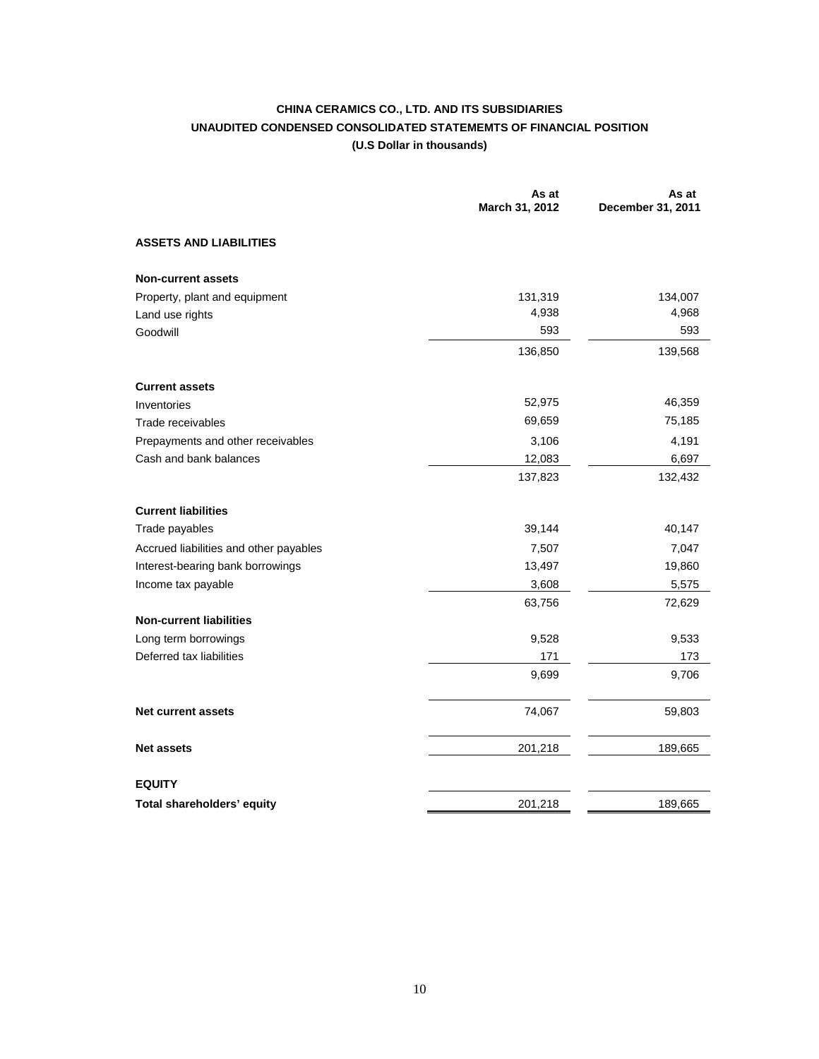**CHINA CERAMICS CO., LTD. AND ITS SUBSIDIARIES**

**UNAUDITED CONDENSED CONSOLIDATED STATEMEMTS OF FINANCIAL POSITION**

**(U.S Dollar in thousands)**

| | As at March 31, 2012 | As at December 31, 2011 |
|---|---|---|
| **ASSETS AND LIABILITIES** | | |
| **Non-current assets** | | |
| Property, plant and equipment | 131,319 | 134,007 |
| Land use rights | 4,938 | 4,968 |
| Goodwill | 593 | 593 |
| | 136,850 | 139,568 |
| **Current assets** | | |
| Inventories | 52,975 | 46,359 |
| Trade receivables | 69,659 | 75,185 |
| Prepayments and other receivables | 3,106 | 4,191 |
| Cash and bank balances | 12,083 | 6,697 |
| | 137,823 | 132,432 |
| **Current liabilities** | | |
| Trade payables | 39,144 | 40,147 |
| Accrued liabilities and other payables | 7,507 | 7,047 |
| Interest-bearing bank borrowings | 13,497 | 19,860 |
| Income tax payable | 3,608 | 5,575 |
| | 63,756 | 72,629 |
| **Non-current liabilities** | | |
| Long term borrowings | 9,528 | 9,533 |
| Deferred tax liabilities | 171 | 173 |
| | 9,699 | 9,706 |
| **Net current assets** | 74,067 | 59,803 |
| **Net assets** | 201,218 | 189,665 |
| **EQUITY** | | |
| **Total shareholders' equity** | 201,218 | 189,665 |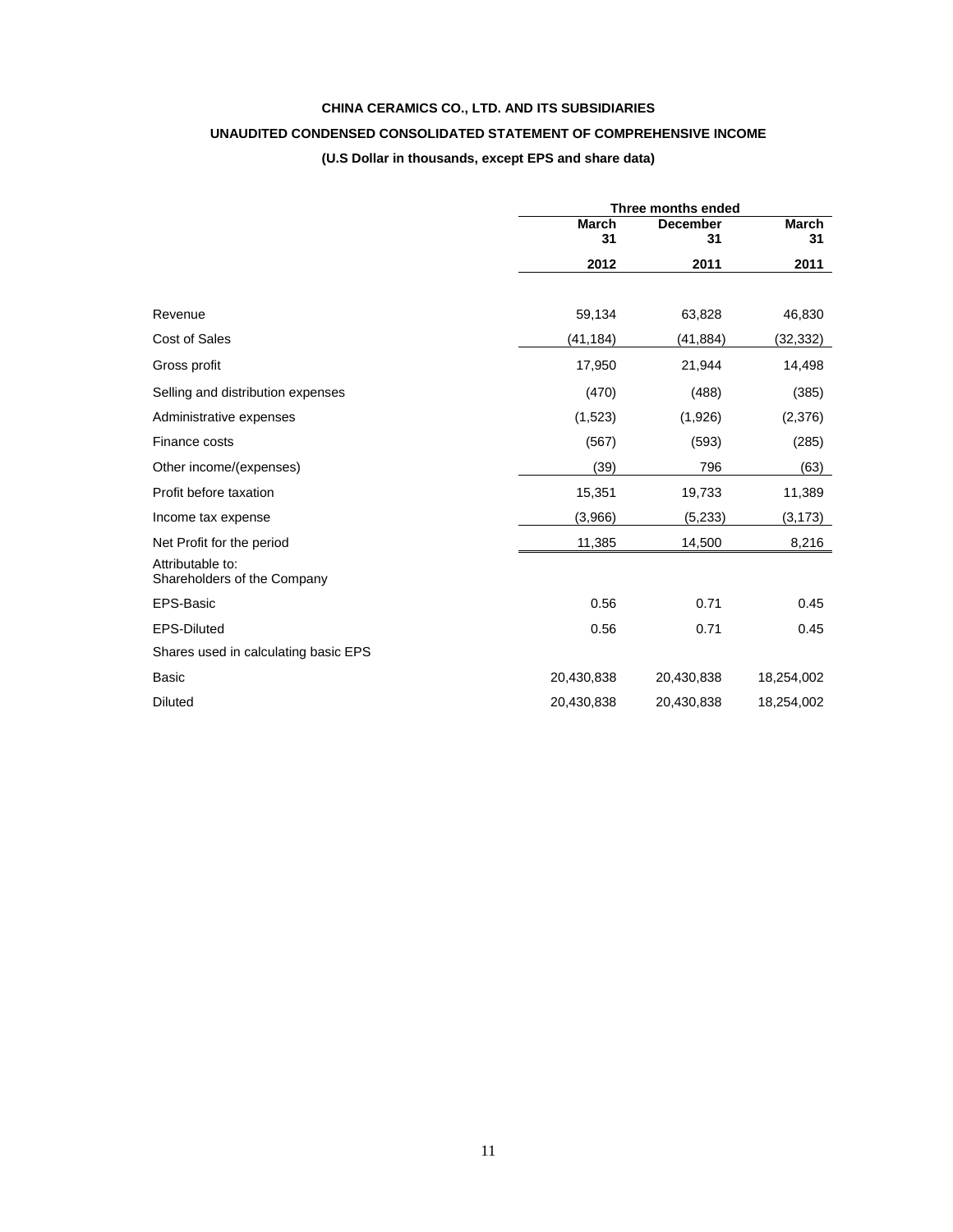**CHINA CERAMICS CO., LTD. AND ITS SUBSIDIARIES**

**UNAUDITED CONDENSED CONSOLIDATED STATEMENT OF COMPREHENSIVE INCOME**

**(U.S Dollar in thousands, except EPS and share data)**

| | Three months ended | | |
|---|---|---|---|
| | March 31 | December 31 | March 31 |
| | 2012 | 2011 | 2011 |
| Revenue | 59,134 | 63,828 | 46,830 |
| Cost of Sales | (41,184) | (41,884) | (32,332) |
| Gross profit | 17,950 | 21,944 | 14,498 |
| Selling and distribution expenses | (470) | (488) | (385) |
| Administrative expenses | (1,523) | (1,926) | (2,376) |
| Finance costs | (567) | (593) | (285) |
| Other income/(expenses) | (39) | 796 | (63) |
| Profit before taxation | 15,351 | 19,733 | 11,389 |
| Income tax expense | (3,966) | (5,233) | (3,173) |
| Net Profit for the period | 11,385 | 14,500 | 8,216 |
| Attributable to: Shareholders of the Company | | | |
| EPS-Basic | 0.56 | 0.71 | 0.45 |
| EPS-Diluted | 0.56 | 0.71 | 0.45 |
| Shares used in calculating basic EPS | | | |
| Basic | 20,430,838 | 20,430,838 | 18,254,002 |
| Diluted | 20,430,838 | 20,430,838 | 18,254,002 |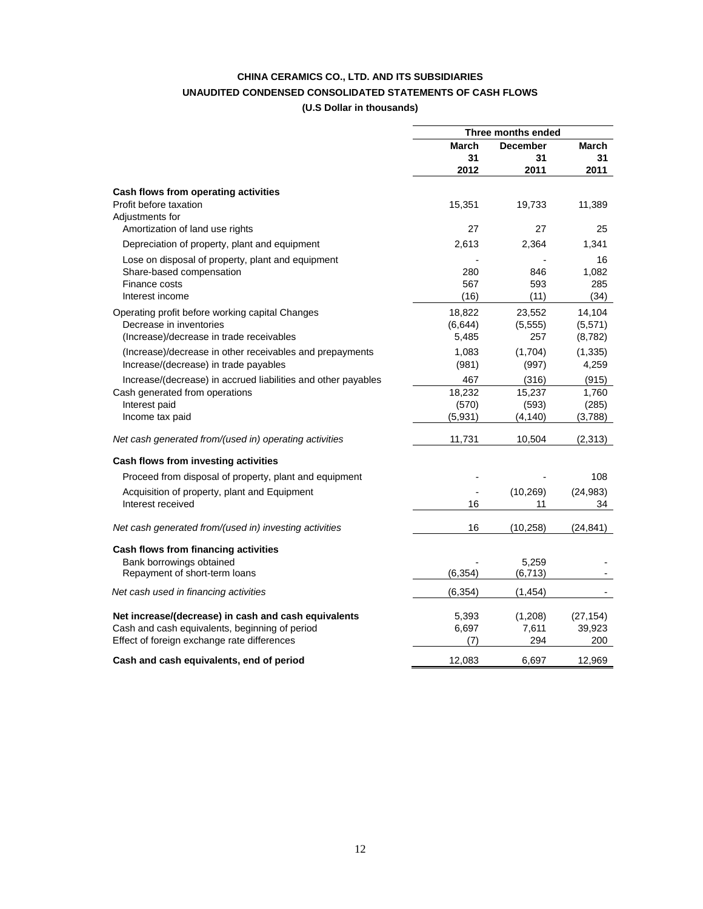**CHINA CERAMICS CO., LTD. AND ITS SUBSIDIARIES**

**UNAUDITED CONDENSED CONSOLIDATED STATEMENTS OF CASH FLOWS**

**(U.S Dollar in thousands)**

| | Three months ended | | |
|---|---|---|---|
| | **March 31 2012** | **December 31 2011** | **March 31 2011** |
| **Cash flows from operating activities** | | | |
| Profit before taxation | 15,351 | 19,733 | 11,389 |
| Adjustments for | | | |
| Amortization of land use rights | 27 | 27 | 25 |
| Depreciation of property, plant and equipment | 2,613 | 2,364 | 1,341 |
| Lose on disposal of property, plant and equipment | - | - | 16 |
| Share-based compensation | 280 | 846 | 1,082 |
| Finance costs | 567 | 593 | 285 |
| Interest income | (16) | (11) | (34) |
| Operating profit before working capital Changes | 18,822 | 23,552 | 14,104 |
| Decrease in inventories | (6,644) | (5,555) | (5,571) |
| (Increase)/decrease in trade receivables | 5,485 | 257 | (8,782) |
| (Increase)/decrease in other receivables and prepayments | 1,083 | (1,704) | (1,335) |
| Increase/(decrease) in trade payables | (981) | (997) | 4,259 |
| Increase/(decrease) in accrued liabilities and other payables | 467 | (316) | (915) |
| Cash generated from operations | 18,232 | 15,237 | 1,760 |
| Interest paid | (570) | (593) | (285) |
| Income tax paid | (5,931) | (4,140) | (3,788) |
| *Net cash generated from/(used in) operating activities* | 11,731 | 10,504 | (2,313) |
| **Cash flows from investing activities** | | | |
| Proceed from disposal of property, plant and equipment | - | - | 108 |
| Acquisition of property, plant and Equipment | - | (10,269) | (24,983) |
| Interest received | 16 | 11 | 34 |
| *Net cash generated from/(used in) investing activities* | 16 | (10,258) | (24,841) |
| **Cash flows from financing activities** | | | |
| Bank borrowings obtained | - | 5,259 | - |
| Repayment of short-term loans | (6,354) | (6,713) | - |
| *Net cash used in financing activities* | (6,354) | (1,454) | - |
| **Net increase/(decrease) in cash and cash equivalents** | 5,393 | (1,208) | (27,154) |
| Cash and cash equivalents, beginning of period | 6,697 | 7,611 | 39,923 |
| Effect of foreign exchange rate differences | (7) | 294 | 200 |
| **Cash and cash equivalents, end of period** | 12,083 | 6,697 | 12,969 |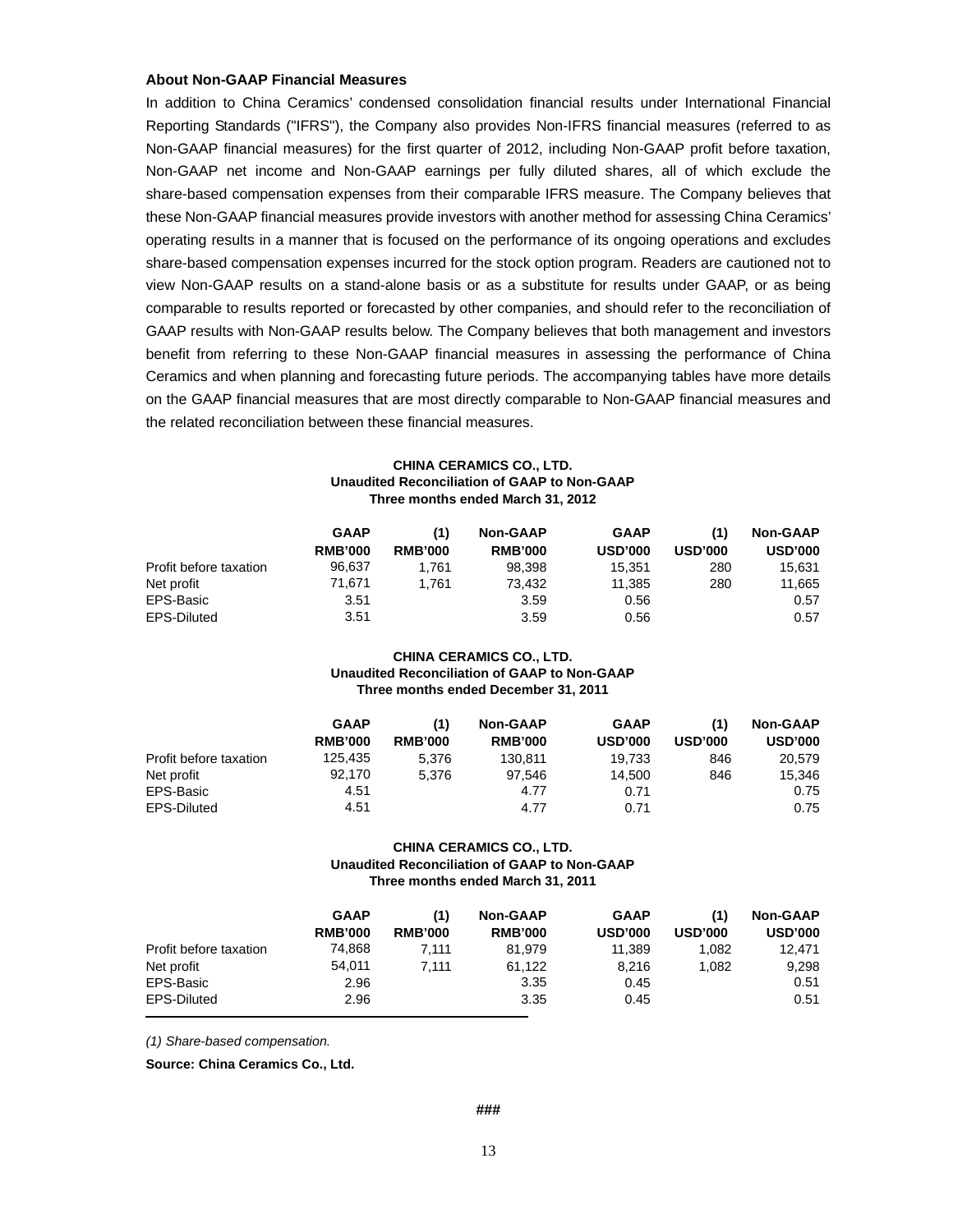**About Non-GAAP Financial Measures**

In addition to China Ceramics' condensed consolidation financial results under International Financial Reporting Standards ("IFRS"), the Company also provides Non-IFRS financial measures (referred to as Non-GAAP financial measures) for the first quarter of 2012, including Non-GAAP profit before taxation, Non-GAAP net income and Non-GAAP earnings per fully diluted shares, all of which exclude the share-based compensation expenses from their comparable IFRS measure. The Company believes that these Non-GAAP financial measures provide investors with another method for assessing China Ceramics' operating results in a manner that is focused on the performance of its ongoing operations and excludes share-based compensation expenses incurred for the stock option program. Readers are cautioned not to view Non-GAAP results on a stand-alone basis or as a substitute for results under GAAP, or as being comparable to results reported or forecasted by other companies, and should refer to the reconciliation of GAAP results with Non-GAAP results below. The Company believes that both management and investors benefit from referring to these Non-GAAP financial measures in assessing the performance of China Ceramics and when planning and forecasting future periods. The accompanying tables have more details on the GAAP financial measures that are most directly comparable to Non-GAAP financial measures and the related reconciliation between these financial measures.

**CHINA CERAMICS CO., LTD.**
**Unaudited Reconciliation of GAAP to Non-GAAP**
**Three months ended March 31, 2012**

| | GAAP RMB'000 | (1) RMB'000 | Non-GAAP RMB'000 | GAAP USD'000 | (1) USD'000 | Non-GAAP USD'000 |
|---|---|---|---|---|---|---|
| Profit before taxation | 96,637 | 1,761 | 98,398 | 15,351 | 280 | 15,631 |
| Net profit | 71,671 | 1,761 | 73,432 | 11,385 | 280 | 11,665 |
| EPS-Basic | 3.51 | | 3.59 | 0.56 | | 0.57 |
| EPS-Diluted | 3.51 | | 3.59 | 0.56 | | 0.57 |

**CHINA CERAMICS CO., LTD.**
**Unaudited Reconciliation of GAAP to Non-GAAP**
**Three months ended December 31, 2011**

| | GAAP RMB'000 | (1) RMB'000 | Non-GAAP RMB'000 | GAAP USD'000 | (1) USD'000 | Non-GAAP USD'000 |
|---|---|---|---|---|---|---|
| Profit before taxation | 125,435 | 5,376 | 130,811 | 19,733 | 846 | 20,579 |
| Net profit | 92,170 | 5,376 | 97,546 | 14,500 | 846 | 15,346 |
| EPS-Basic | 4.51 | | 4.77 | 0.71 | | 0.75 |
| EPS-Diluted | 4.51 | | 4.77 | 0.71 | | 0.75 |

**CHINA CERAMICS CO., LTD.**
**Unaudited Reconciliation of GAAP to Non-GAAP**
**Three months ended March 31, 2011**

| | GAAP RMB'000 | (1) RMB'000 | Non-GAAP RMB'000 | GAAP USD'000 | (1) USD'000 | Non-GAAP USD'000 |
|---|---|---|---|---|---|---|
| Profit before taxation | 74,868 | 7,111 | 81,979 | 11,389 | 1,082 | 12,471 |
| Net profit | 54,011 | 7,111 | 61,122 | 8,216 | 1,082 | 9,298 |
| EPS-Basic | 2.96 | | 3.35 | 0.45 | | 0.51 |
| EPS-Diluted | 2.96 | | 3.35 | 0.45 | | 0.51 |

*(1) Share-based compensation.*

**Source: China Ceramics Co., Ltd.**

###